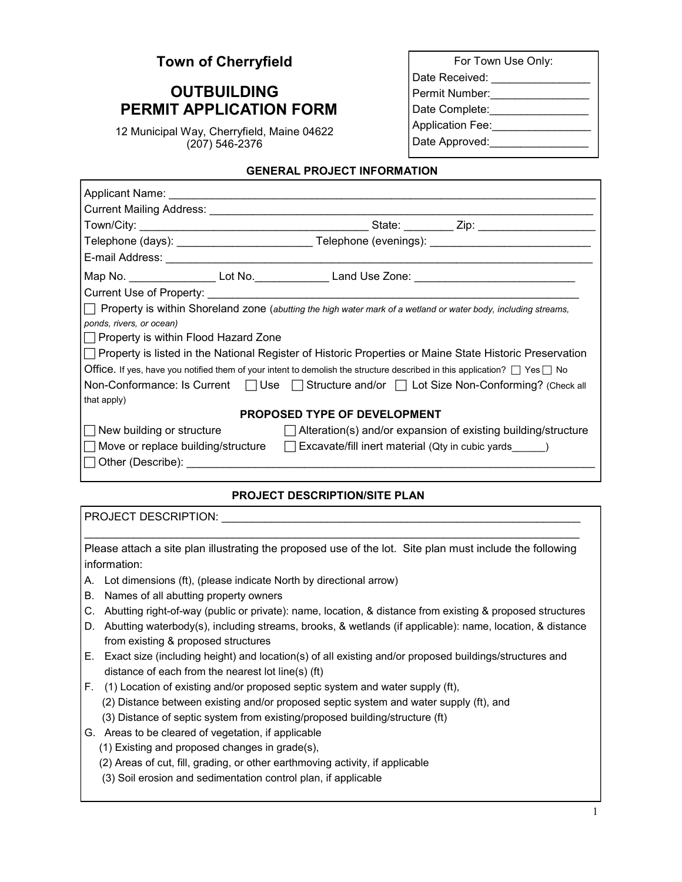# Town of Cherryfield

## OUTBUILDING PERMIT APPLICATION FORM

12 Municipal Way, Cherryfield, Maine 04622
(207) 546-2376

| For Town Use Only: |
|---|
| Date Received: ________________ |
| Permit Number: ________________ |
| Date Complete: ________________ |
| Application Fee: ________________ |
| Date Approved: ________________ |

### GENERAL PROJECT INFORMATION

Applicant Name: ______________________________________________________________________

Current Mailing Address: ________________________________________________________________

Town/City: ____________________________________ State: ________ Zip: ___________________

Telephone (days): ______________________ Telephone (evenings): ___________________________

E-mail Address: _________________________________________________________________________

Map No. ______________ Lot No. ____________ Land Use Zone: __________________________

Current Use of Property: _______________________________________________________________

☐ Property is within Shoreland zone (*abutting the high water mark of a wetland or water body, including streams, ponds, rivers, or ocean)*

☐ Property is within Flood Hazard Zone

☐ Property is listed in the National Register of Historic Properties or Maine State Historic Preservation Office. If yes, have you notified them of your intent to demolish the structure described in this application? ☐ Yes ☐ No

Non-Conformance: Is Current ☐ Use ☐ Structure and/or ☐ Lot Size Non-Conforming? (Check all that apply)

### PROPOSED TYPE OF DEVELOPMENT

☐ New building or structure ☐ Alteration(s) and/or expansion of existing building/structure

☐ Move or replace building/structure ☐ Excavate/fill inert material (Qty in cubic yards______)

☐ Other (Describe): ____________________________________________________________________

### PROJECT DESCRIPTION/SITE PLAN

PROJECT DESCRIPTION: ______________________________________________________________

_____________________________________________________________________________________

Please attach a site plan illustrating the proposed use of the lot. Site plan must include the following information:

A. Lot dimensions (ft), (please indicate North by directional arrow)
B. Names of all abutting property owners
C. Abutting right-of-way (public or private): name, location, & distance from existing & proposed structures
D. Abutting waterbody(s), including streams, brooks, & wetlands (if applicable): name, location, & distance from existing & proposed structures
E. Exact size (including height) and location(s) of all existing and/or proposed buildings/structures and distance of each from the nearest lot line(s) (ft)
F. (1) Location of existing and/or proposed septic system and water supply (ft),
   (2) Distance between existing and/or proposed septic system and water supply (ft), and
   (3) Distance of septic system from existing/proposed building/structure (ft)
G. Areas to be cleared of vegetation, if applicable
   (1) Existing and proposed changes in grade(s),
   (2) Areas of cut, fill, grading, or other earthmoving activity, if applicable
   (3) Soil erosion and sedimentation control plan, if applicable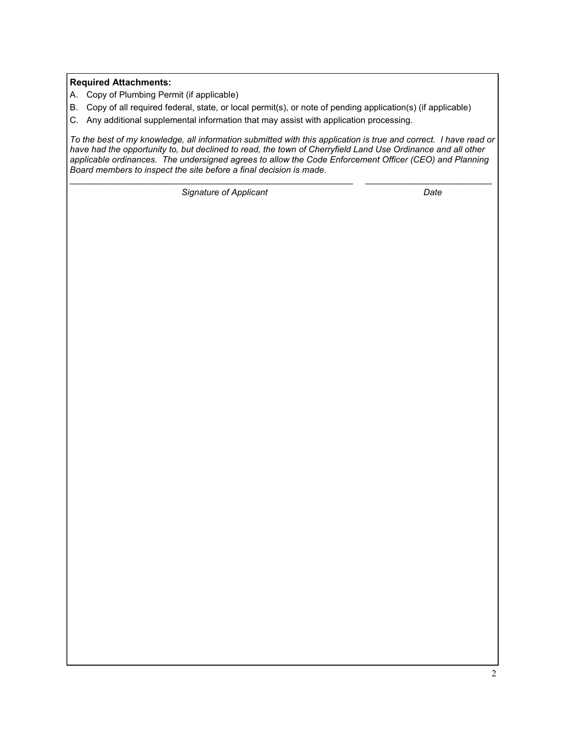**Required Attachments:**

A. Copy of Plumbing Permit (if applicable)

B. Copy of all required federal, state, or local permit(s), or note of pending application(s) (if applicable)

C. Any additional supplemental information that may assist with application processing.

*To the best of my knowledge, all information submitted with this application is true and correct. I have read or have had the opportunity to, but declined to read, the town of Cherryfield Land Use Ordinance and all other applicable ordinances. The undersigned agrees to allow the Code Enforcement Officer (CEO) and Planning Board members to inspect the site before a final decision is made.*

| | |
|---|---|
| ____________________________________________ | ____________________ |
| *Signature of Applicant* | *Date* |